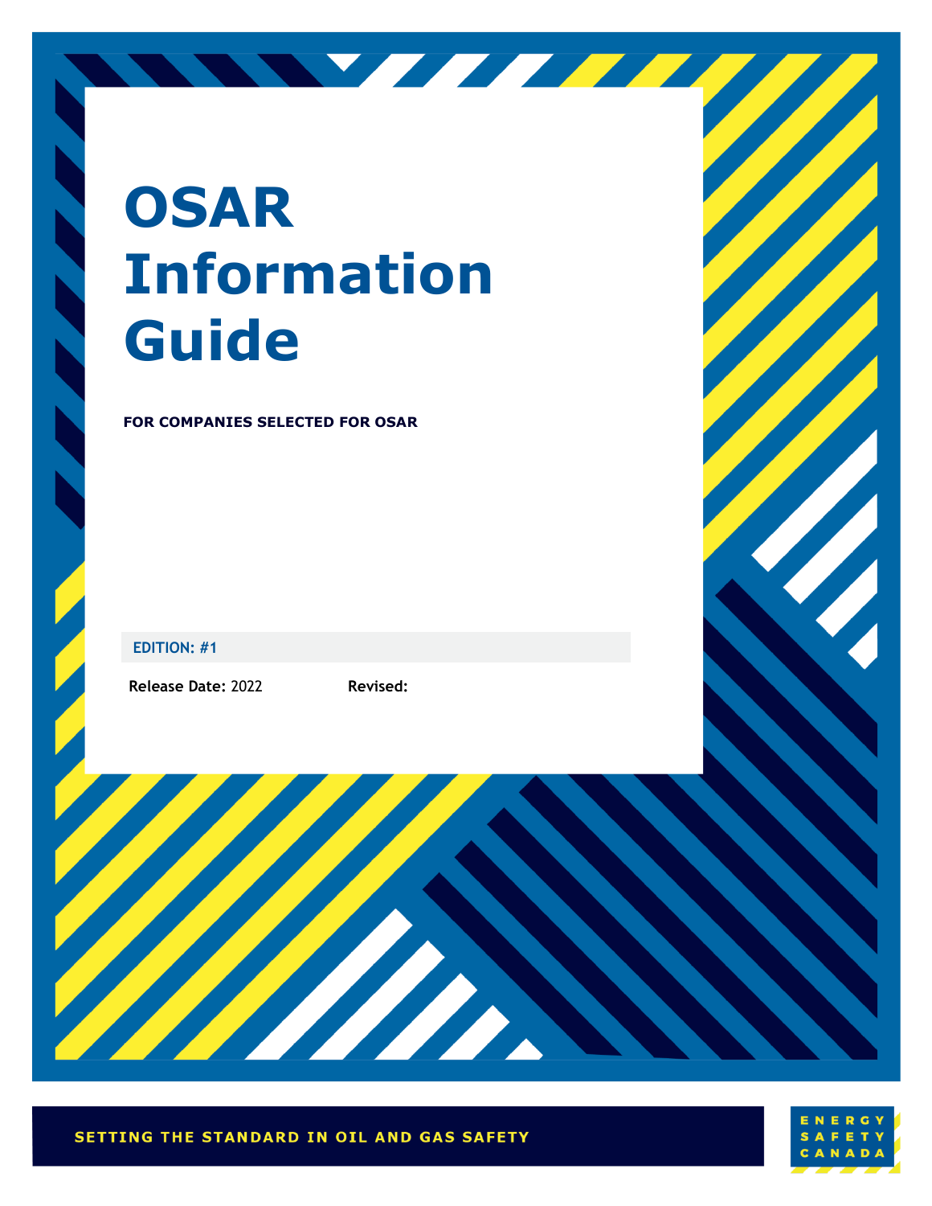# OSAR Information Guide

**FOR COMPANIES SELECTED FOR OSAR**

**EDITION: #1**

**Release Date:** 2022 **Revised:**

SETTING THE STANDARD IN OIL AND GAS SAFETY

ENERGY SAFETY CANADA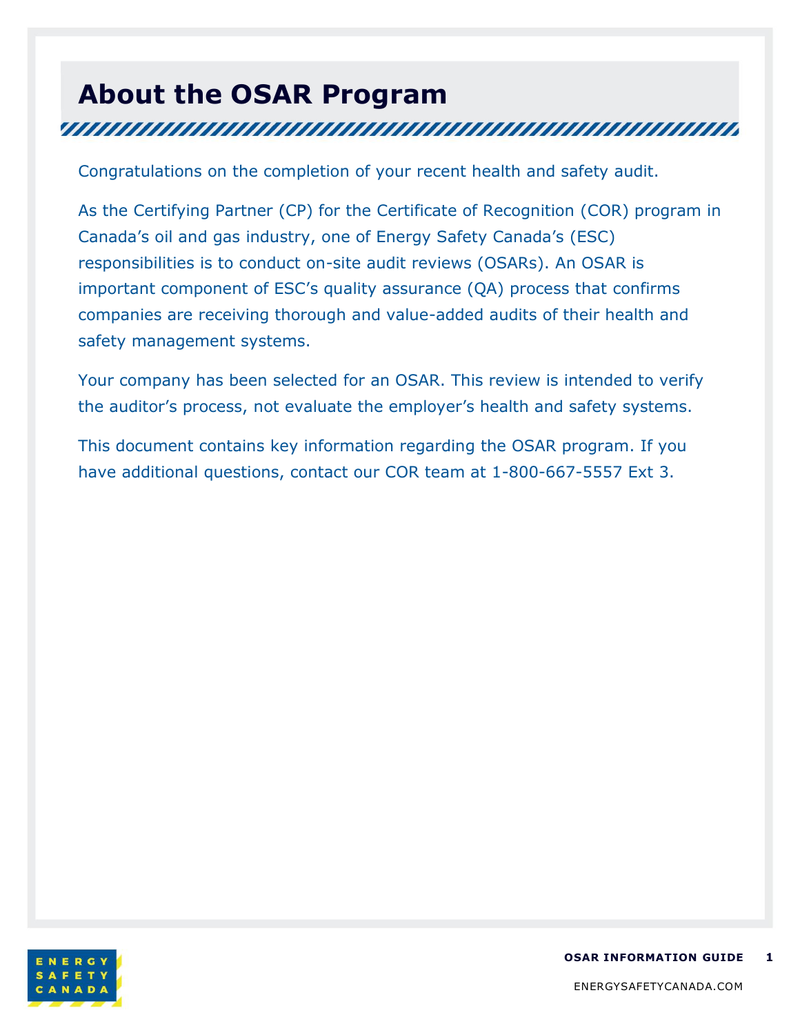# About the OSAR Program

Congratulations on the completion of your recent health and safety audit.

As the Certifying Partner (CP) for the Certificate of Recognition (COR) program in Canada's oil and gas industry, one of Energy Safety Canada's (ESC) responsibilities is to conduct on-site audit reviews (OSARs). An OSAR is important component of ESC's quality assurance (QA) process that confirms companies are receiving thorough and value-added audits of their health and safety management systems.

Your company has been selected for an OSAR. This review is intended to verify the auditor's process, not evaluate the employer's health and safety systems.

This document contains key information regarding the OSAR program. If you have additional questions, contact our COR team at 1-800-667-5557 Ext 3.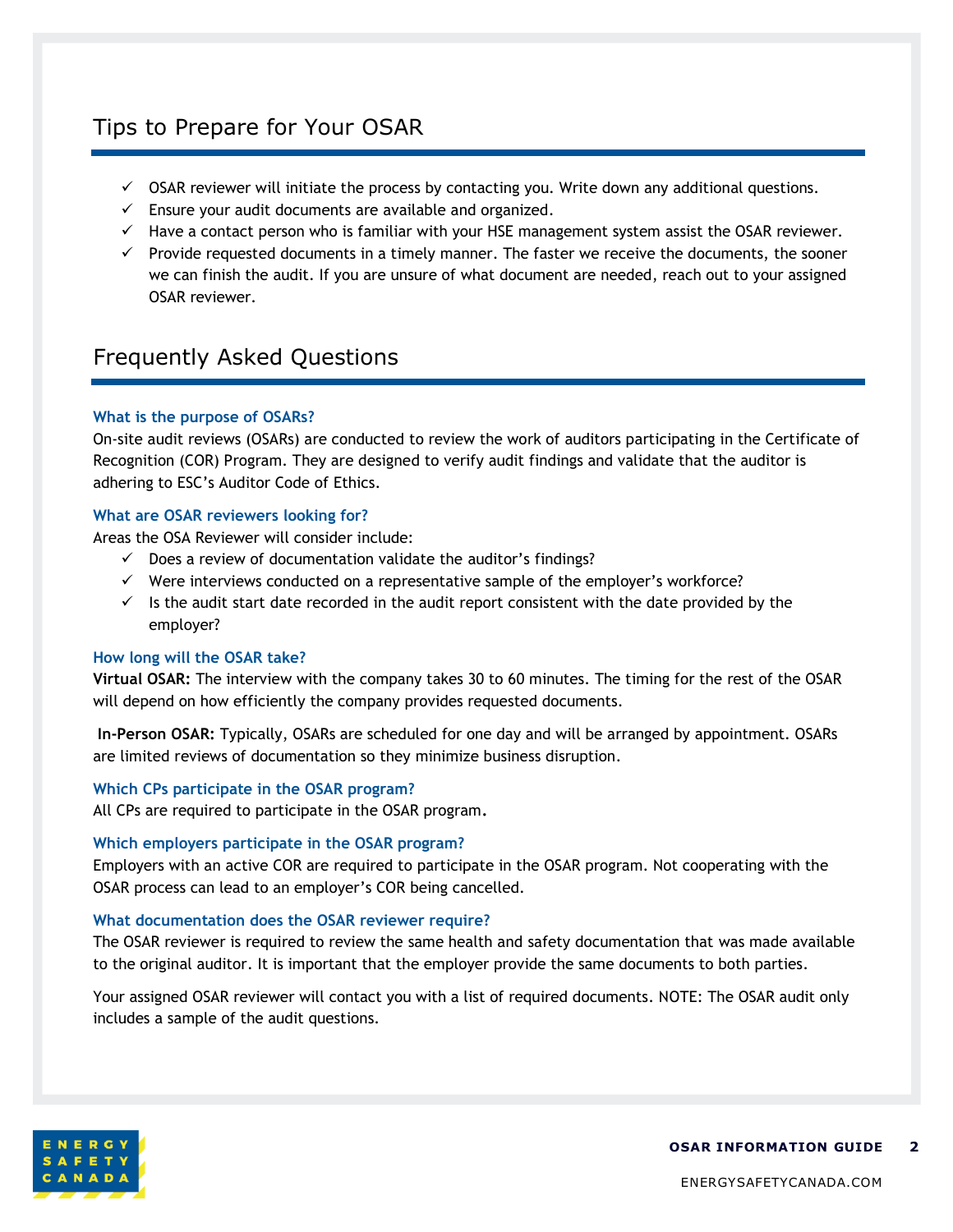## Tips to Prepare for Your OSAR

- ✓ OSAR reviewer will initiate the process by contacting you. Write down any additional questions.
- ✓ Ensure your audit documents are available and organized.
- ✓ Have a contact person who is familiar with your HSE management system assist the OSAR reviewer.
- ✓ Provide requested documents in a timely manner. The faster we receive the documents, the sooner we can finish the audit. If you are unsure of what document are needed, reach out to your assigned OSAR reviewer.

## Frequently Asked Questions

### What is the purpose of OSARs?

On-site audit reviews (OSARs) are conducted to review the work of auditors participating in the Certificate of Recognition (COR) Program. They are designed to verify audit findings and validate that the auditor is adhering to ESC's Auditor Code of Ethics.

### What are OSAR reviewers looking for?

Areas the OSA Reviewer will consider include:

- ✓ Does a review of documentation validate the auditor's findings?
- ✓ Were interviews conducted on a representative sample of the employer's workforce?
- ✓ Is the audit start date recorded in the audit report consistent with the date provided by the employer?

### How long will the OSAR take?

**Virtual OSAR:** The interview with the company takes 30 to 60 minutes. The timing for the rest of the OSAR will depend on how efficiently the company provides requested documents.

**In-Person OSAR:** Typically, OSARs are scheduled for one day and will be arranged by appointment. OSARs are limited reviews of documentation so they minimize business disruption.

### Which CPs participate in the OSAR program?

All CPs are required to participate in the OSAR program.

### Which employers participate in the OSAR program?

Employers with an active COR are required to participate in the OSAR program. Not cooperating with the OSAR process can lead to an employer's COR being cancelled.

### What documentation does the OSAR reviewer require?

The OSAR reviewer is required to review the same health and safety documentation that was made available to the original auditor. It is important that the employer provide the same documents to both parties.

Your assigned OSAR reviewer will contact you with a list of required documents. NOTE: The OSAR audit only includes a sample of the audit questions.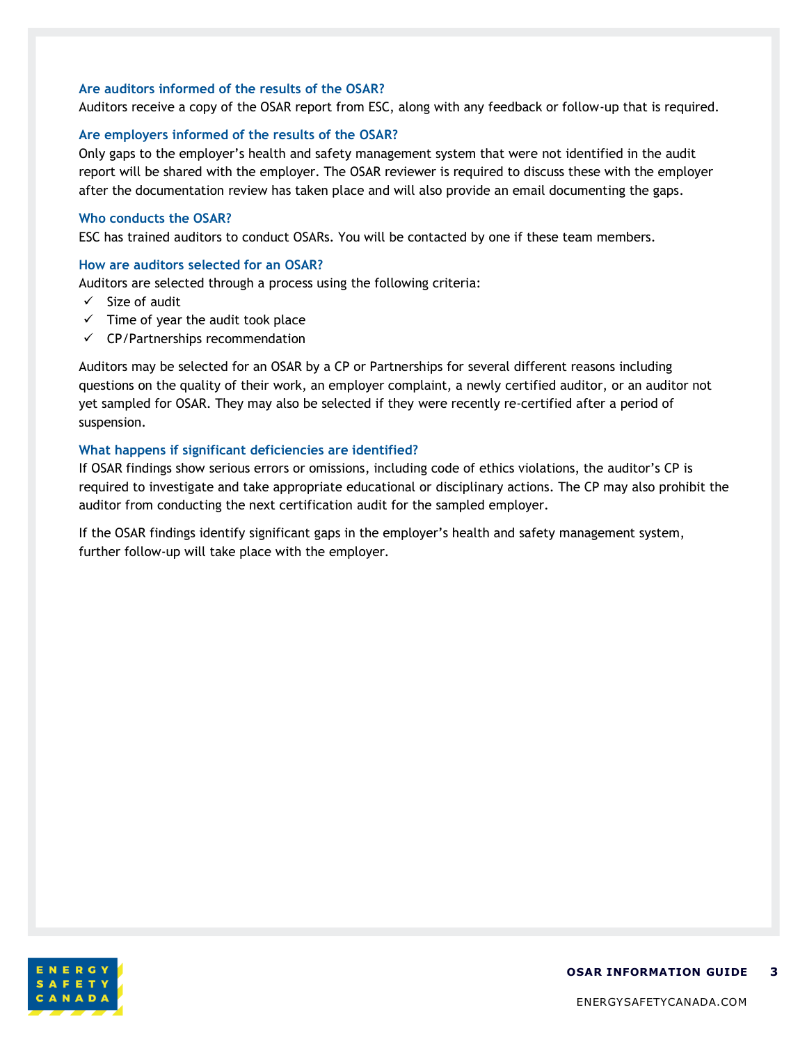### Are auditors informed of the results of the OSAR?

Auditors receive a copy of the OSAR report from ESC, along with any feedback or follow-up that is required.

### Are employers informed of the results of the OSAR?

Only gaps to the employer's health and safety management system that were not identified in the audit report will be shared with the employer. The OSAR reviewer is required to discuss these with the employer after the documentation review has taken place and will also provide an email documenting the gaps.

### Who conducts the OSAR?

ESC has trained auditors to conduct OSARs. You will be contacted by one if these team members.

### How are auditors selected for an OSAR?

Auditors are selected through a process using the following criteria:

- ✓ Size of audit
- ✓ Time of year the audit took place
- ✓ CP/Partnerships recommendation

Auditors may be selected for an OSAR by a CP or Partnerships for several different reasons including questions on the quality of their work, an employer complaint, a newly certified auditor, or an auditor not yet sampled for OSAR. They may also be selected if they were recently re-certified after a period of suspension.

### What happens if significant deficiencies are identified?

If OSAR findings show serious errors or omissions, including code of ethics violations, the auditor's CP is required to investigate and take appropriate educational or disciplinary actions. The CP may also prohibit the auditor from conducting the next certification audit for the sampled employer.

If the OSAR findings identify significant gaps in the employer's health and safety management system, further follow-up will take place with the employer.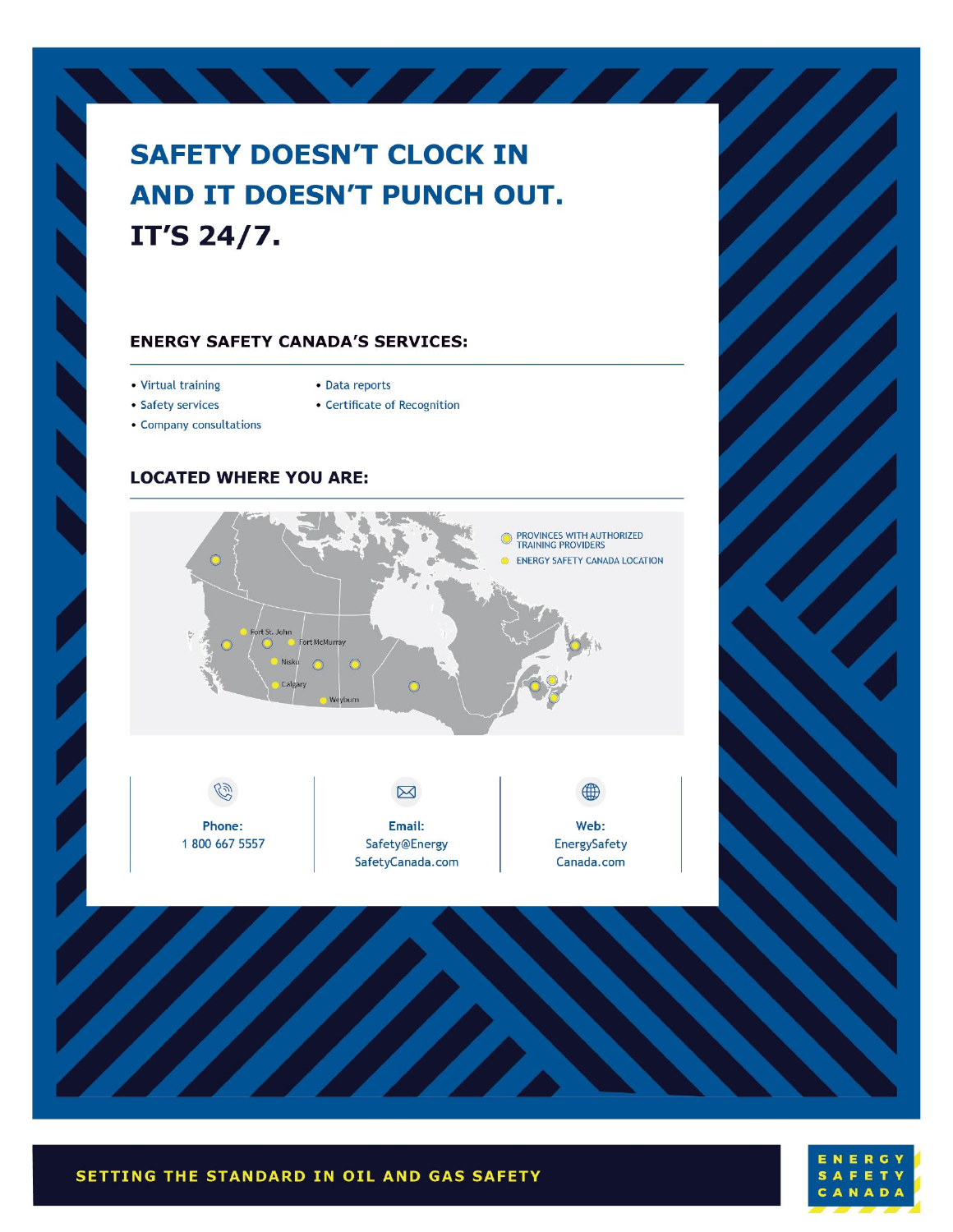# SAFETY DOESN'T CLOCK IN AND IT DOESN'T PUNCH OUT. IT'S 24/7.

## ENERGY SAFETY CANADA'S SERVICES:

- Virtual training
- Safety services
- Company consultations
- Data reports
- Certificate of Recognition

## LOCATED WHERE YOU ARE:

PROVINCES WITH AUTHORIZED TRAINING PROVIDERS

ENERGY SAFETY CANADA LOCATION

Fort St. John

Fort McMurray

Nisku

Calgary

Weyburn

**Phone:**
1 800 667 5557

**Email:**
Safety@EnergySafetyCanada.com

**Web:**
EnergySafetyCanada.com

SETTING THE STANDARD IN OIL AND GAS SAFETY

ENERGY SAFETY CANADA